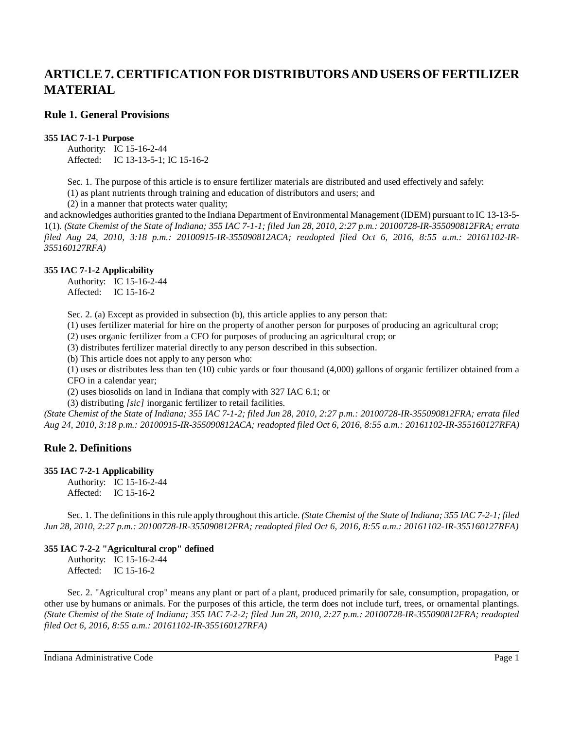# ARTICLE 7. CERTIFICATION FOR DISTRIBUTORS AND USERS OF FERTILIZER MATERIAL

## Rule 1. General Provisions

**355 IAC 7-1-1 Purpose**

Authority: IC 15-16-2-44
Affected: IC 13-13-5-1; IC 15-16-2

Sec. 1. The purpose of this article is to ensure fertilizer materials are distributed and used effectively and safely:
(1) as plant nutrients through training and education of distributors and users; and
(2) in a manner that protects water quality;
and acknowledges authorities granted to the Indiana Department of Environmental Management (IDEM) pursuant to IC 13-13-5-1(1). *(State Chemist of the State of Indiana; 355 IAC 7-1-1; filed Jun 28, 2010, 2:27 p.m.: 20100728-IR-355090812FRA; errata filed Aug 24, 2010, 3:18 p.m.: 20100915-IR-355090812ACA; readopted filed Oct 6, 2016, 8:55 a.m.: 20161102-IR-355160127RFA)*

**355 IAC 7-1-2 Applicability**

Authority: IC 15-16-2-44
Affected: IC 15-16-2

Sec. 2. (a) Except as provided in subsection (b), this article applies to any person that:
(1) uses fertilizer material for hire on the property of another person for purposes of producing an agricultural crop;
(2) uses organic fertilizer from a CFO for purposes of producing an agricultural crop; or
(3) distributes fertilizer material directly to any person described in this subsection.
(b) This article does not apply to any person who:
(1) uses or distributes less than ten (10) cubic yards or four thousand (4,000) gallons of organic fertilizer obtained from a CFO in a calendar year;
(2) uses biosolids on land in Indiana that comply with 327 IAC 6.1; or
(3) distributing *[sic]* inorganic fertilizer to retail facilities.
*(State Chemist of the State of Indiana; 355 IAC 7-1-2; filed Jun 28, 2010, 2:27 p.m.: 20100728-IR-355090812FRA; errata filed Aug 24, 2010, 3:18 p.m.: 20100915-IR-355090812ACA; readopted filed Oct 6, 2016, 8:55 a.m.: 20161102-IR-355160127RFA)*

## Rule 2. Definitions

**355 IAC 7-2-1 Applicability**

Authority: IC 15-16-2-44
Affected: IC 15-16-2

Sec. 1. The definitions in this rule apply throughout this article. *(State Chemist of the State of Indiana; 355 IAC 7-2-1; filed Jun 28, 2010, 2:27 p.m.: 20100728-IR-355090812FRA; readopted filed Oct 6, 2016, 8:55 a.m.: 20161102-IR-355160127RFA)*

**355 IAC 7-2-2 "Agricultural crop" defined**

Authority: IC 15-16-2-44
Affected: IC 15-16-2

Sec. 2. "Agricultural crop" means any plant or part of a plant, produced primarily for sale, consumption, propagation, or other use by humans or animals. For the purposes of this article, the term does not include turf, trees, or ornamental plantings. *(State Chemist of the State of Indiana; 355 IAC 7-2-2; filed Jun 28, 2010, 2:27 p.m.: 20100728-IR-355090812FRA; readopted filed Oct 6, 2016, 8:55 a.m.: 20161102-IR-355160127RFA)*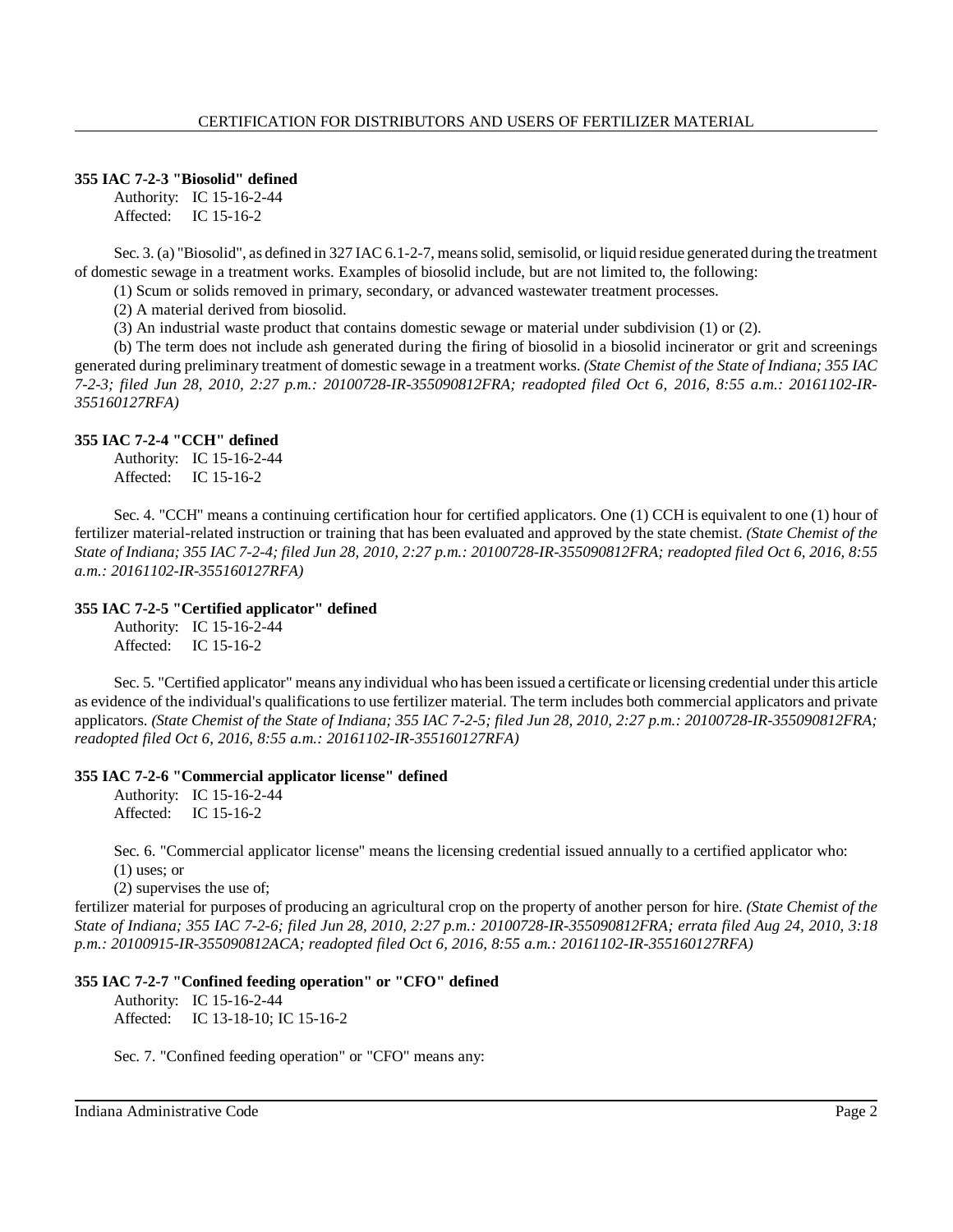### 355 IAC 7-2-3 "Biosolid" defined

Authority: IC 15-16-2-44
Affected: IC 15-16-2

Sec. 3. (a) "Biosolid", as defined in 327 IAC 6.1-2-7, means solid, semisolid, or liquid residue generated during the treatment of domestic sewage in a treatment works. Examples of biosolid include, but are not limited to, the following:

(1) Scum or solids removed in primary, secondary, or advanced wastewater treatment processes.

(2) A material derived from biosolid.

(3) An industrial waste product that contains domestic sewage or material under subdivision (1) or (2).

(b) The term does not include ash generated during the firing of biosolid in a biosolid incinerator or grit and screenings generated during preliminary treatment of domestic sewage in a treatment works. *(State Chemist of the State of Indiana; 355 IAC 7-2-3; filed Jun 28, 2010, 2:27 p.m.: 20100728-IR-355090812FRA; readopted filed Oct 6, 2016, 8:55 a.m.: 20161102-IR-355160127RFA)*

### 355 IAC 7-2-4 "CCH" defined

Authority: IC 15-16-2-44
Affected: IC 15-16-2

Sec. 4. "CCH" means a continuing certification hour for certified applicators. One (1) CCH is equivalent to one (1) hour of fertilizer material-related instruction or training that has been evaluated and approved by the state chemist. *(State Chemist of the State of Indiana; 355 IAC 7-2-4; filed Jun 28, 2010, 2:27 p.m.: 20100728-IR-355090812FRA; readopted filed Oct 6, 2016, 8:55 a.m.: 20161102-IR-355160127RFA)*

### 355 IAC 7-2-5 "Certified applicator" defined

Authority: IC 15-16-2-44
Affected: IC 15-16-2

Sec. 5. "Certified applicator" means any individual who has been issued a certificate or licensing credential under this article as evidence of the individual's qualifications to use fertilizer material. The term includes both commercial applicators and private applicators. *(State Chemist of the State of Indiana; 355 IAC 7-2-5; filed Jun 28, 2010, 2:27 p.m.: 20100728-IR-355090812FRA; readopted filed Oct 6, 2016, 8:55 a.m.: 20161102-IR-355160127RFA)*

### 355 IAC 7-2-6 "Commercial applicator license" defined

Authority: IC 15-16-2-44
Affected: IC 15-16-2

Sec. 6. "Commercial applicator license" means the licensing credential issued annually to a certified applicator who:

(1) uses; or

(2) supervises the use of;

fertilizer material for purposes of producing an agricultural crop on the property of another person for hire. *(State Chemist of the State of Indiana; 355 IAC 7-2-6; filed Jun 28, 2010, 2:27 p.m.: 20100728-IR-355090812FRA; errata filed Aug 24, 2010, 3:18 p.m.: 20100915-IR-355090812ACA; readopted filed Oct 6, 2016, 8:55 a.m.: 20161102-IR-355160127RFA)*

### 355 IAC 7-2-7 "Confined feeding operation" or "CFO" defined

Authority: IC 15-16-2-44
Affected: IC 13-18-10; IC 15-16-2

Sec. 7. "Confined feeding operation" or "CFO" means any: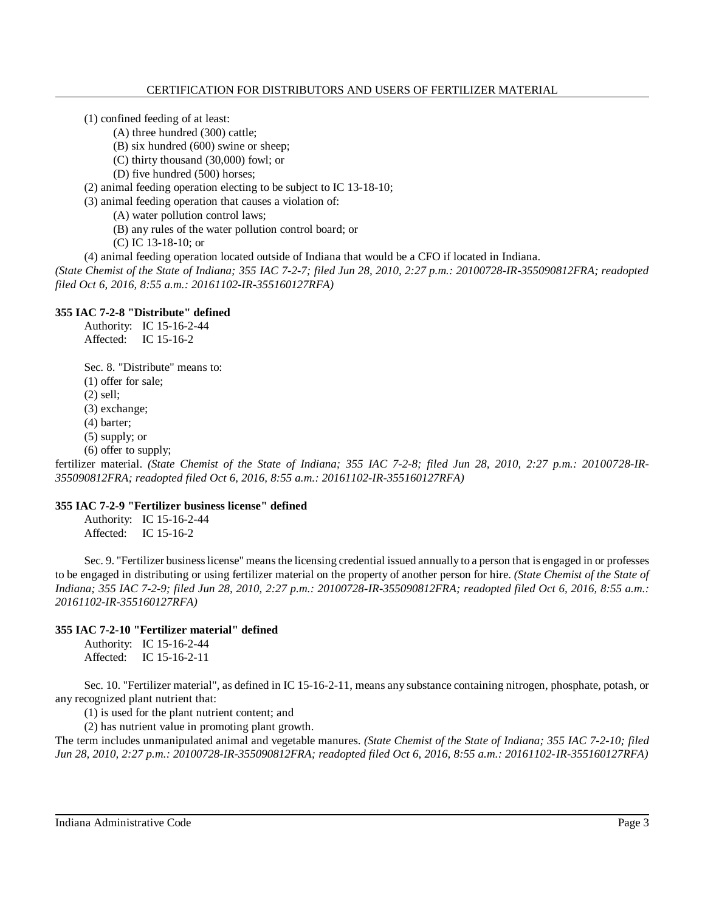(1) confined feeding of at least:

(A) three hundred (300) cattle;

(B) six hundred (600) swine or sheep;

(C) thirty thousand (30,000) fowl; or

(D) five hundred (500) horses;

(2) animal feeding operation electing to be subject to IC 13-18-10;

(3) animal feeding operation that causes a violation of:

(A) water pollution control laws;

(B) any rules of the water pollution control board; or

(C) IC 13-18-10; or

(4) animal feeding operation located outside of Indiana that would be a CFO if located in Indiana.

*(State Chemist of the State of Indiana; 355 IAC 7-2-7; filed Jun 28, 2010, 2:27 p.m.: 20100728-IR-355090812FRA; readopted filed Oct 6, 2016, 8:55 a.m.: 20161102-IR-355160127RFA)*

**355 IAC 7-2-8 "Distribute" defined**

Authority: IC 15-16-2-44
Affected: IC 15-16-2

Sec. 8. "Distribute" means to:

(1) offer for sale;

(2) sell;

(3) exchange;

(4) barter;

(5) supply; or

(6) offer to supply;

fertilizer material. *(State Chemist of the State of Indiana; 355 IAC 7-2-8; filed Jun 28, 2010, 2:27 p.m.: 20100728-IR-355090812FRA; readopted filed Oct 6, 2016, 8:55 a.m.: 20161102-IR-355160127RFA)*

**355 IAC 7-2-9 "Fertilizer business license" defined**

Authority: IC 15-16-2-44
Affected: IC 15-16-2

Sec. 9. "Fertilizer business license" means the licensing credential issued annually to a person that is engaged in or professes to be engaged in distributing or using fertilizer material on the property of another person for hire. *(State Chemist of the State of Indiana; 355 IAC 7-2-9; filed Jun 28, 2010, 2:27 p.m.: 20100728-IR-355090812FRA; readopted filed Oct 6, 2016, 8:55 a.m.: 20161102-IR-355160127RFA)*

**355 IAC 7-2-10 "Fertilizer material" defined**

Authority: IC 15-16-2-44
Affected: IC 15-16-2-11

Sec. 10. "Fertilizer material", as defined in IC 15-16-2-11, means any substance containing nitrogen, phosphate, potash, or any recognized plant nutrient that:

(1) is used for the plant nutrient content; and

(2) has nutrient value in promoting plant growth.

The term includes unmanipulated animal and vegetable manures. *(State Chemist of the State of Indiana; 355 IAC 7-2-10; filed Jun 28, 2010, 2:27 p.m.: 20100728-IR-355090812FRA; readopted filed Oct 6, 2016, 8:55 a.m.: 20161102-IR-355160127RFA)*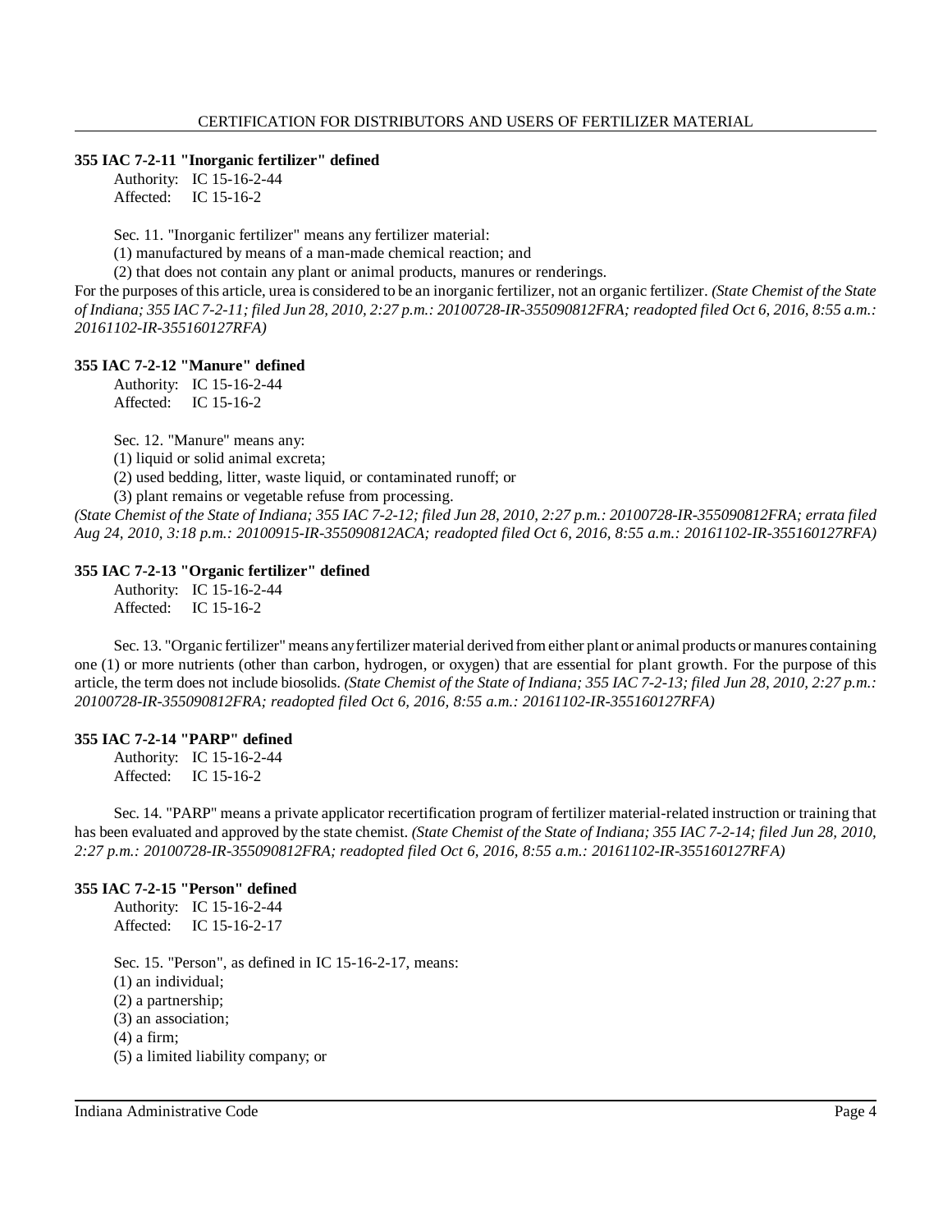### 355 IAC 7-2-11 "Inorganic fertilizer" defined

Authority: IC 15-16-2-44
Affected: IC 15-16-2

Sec. 11. "Inorganic fertilizer" means any fertilizer material:

(1) manufactured by means of a man-made chemical reaction; and

(2) that does not contain any plant or animal products, manures or renderings.

For the purposes of this article, urea is considered to be an inorganic fertilizer, not an organic fertilizer. *(State Chemist of the State of Indiana; 355 IAC 7-2-11; filed Jun 28, 2010, 2:27 p.m.: 20100728-IR-355090812FRA; readopted filed Oct 6, 2016, 8:55 a.m.: 20161102-IR-355160127RFA)*

### 355 IAC 7-2-12 "Manure" defined

Authority: IC 15-16-2-44
Affected: IC 15-16-2

Sec. 12. "Manure" means any:

(1) liquid or solid animal excreta;

(2) used bedding, litter, waste liquid, or contaminated runoff; or

(3) plant remains or vegetable refuse from processing.

*(State Chemist of the State of Indiana; 355 IAC 7-2-12; filed Jun 28, 2010, 2:27 p.m.: 20100728-IR-355090812FRA; errata filed Aug 24, 2010, 3:18 p.m.: 20100915-IR-355090812ACA; readopted filed Oct 6, 2016, 8:55 a.m.: 20161102-IR-355160127RFA)*

### 355 IAC 7-2-13 "Organic fertilizer" defined

Authority: IC 15-16-2-44
Affected: IC 15-16-2

Sec. 13. "Organic fertilizer" means any fertilizer material derived from either plant or animal products or manures containing one (1) or more nutrients (other than carbon, hydrogen, or oxygen) that are essential for plant growth. For the purpose of this article, the term does not include biosolids. *(State Chemist of the State of Indiana; 355 IAC 7-2-13; filed Jun 28, 2010, 2:27 p.m.: 20100728-IR-355090812FRA; readopted filed Oct 6, 2016, 8:55 a.m.: 20161102-IR-355160127RFA)*

### 355 IAC 7-2-14 "PARP" defined

Authority: IC 15-16-2-44
Affected: IC 15-16-2

Sec. 14. "PARP" means a private applicator recertification program of fertilizer material-related instruction or training that has been evaluated and approved by the state chemist. *(State Chemist of the State of Indiana; 355 IAC 7-2-14; filed Jun 28, 2010, 2:27 p.m.: 20100728-IR-355090812FRA; readopted filed Oct 6, 2016, 8:55 a.m.: 20161102-IR-355160127RFA)*

### 355 IAC 7-2-15 "Person" defined

Authority: IC 15-16-2-44
Affected: IC 15-16-2-17

Sec. 15. "Person", as defined in IC 15-16-2-17, means:

(1) an individual;

(2) a partnership;

(3) an association;

(4) a firm;

(5) a limited liability company; or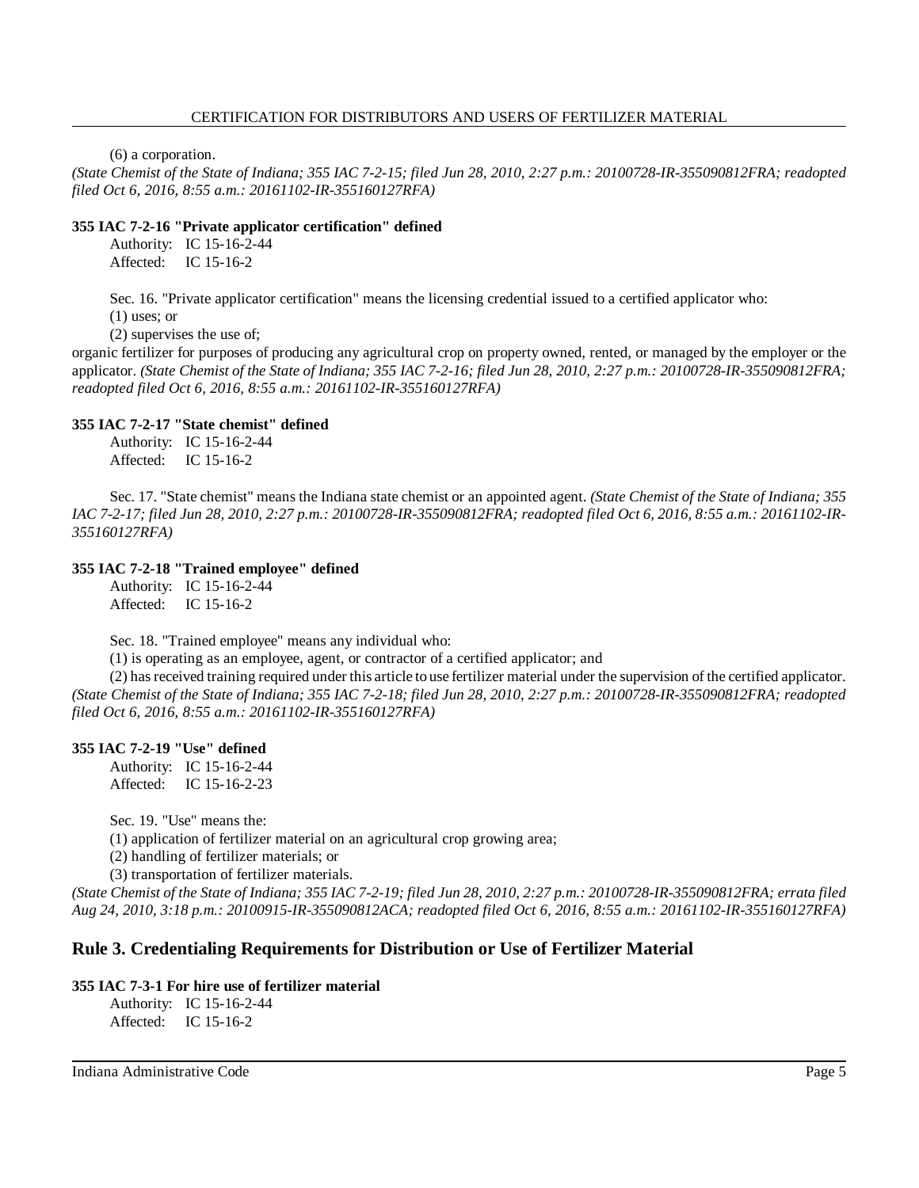(6) a corporation.
*(State Chemist of the State of Indiana; 355 IAC 7-2-15; filed Jun 28, 2010, 2:27 p.m.: 20100728-IR-355090812FRA; readopted filed Oct 6, 2016, 8:55 a.m.: 20161102-IR-355160127RFA)*

**355 IAC 7-2-16 "Private applicator certification" defined**

Authority: IC 15-16-2-44
Affected: IC 15-16-2

Sec. 16. "Private applicator certification" means the licensing credential issued to a certified applicator who:
(1) uses; or
(2) supervises the use of;
organic fertilizer for purposes of producing any agricultural crop on property owned, rented, or managed by the employer or the applicator. *(State Chemist of the State of Indiana; 355 IAC 7-2-16; filed Jun 28, 2010, 2:27 p.m.: 20100728-IR-355090812FRA; readopted filed Oct 6, 2016, 8:55 a.m.: 20161102-IR-355160127RFA)*

**355 IAC 7-2-17 "State chemist" defined**

Authority: IC 15-16-2-44
Affected: IC 15-16-2

Sec. 17. "State chemist" means the Indiana state chemist or an appointed agent. *(State Chemist of the State of Indiana; 355 IAC 7-2-17; filed Jun 28, 2010, 2:27 p.m.: 20100728-IR-355090812FRA; readopted filed Oct 6, 2016, 8:55 a.m.: 20161102-IR-355160127RFA)*

**355 IAC 7-2-18 "Trained employee" defined**

Authority: IC 15-16-2-44
Affected: IC 15-16-2

Sec. 18. "Trained employee" means any individual who:
(1) is operating as an employee, agent, or contractor of a certified applicator; and
(2) has received training required under this article to use fertilizer material under the supervision of the certified applicator. *(State Chemist of the State of Indiana; 355 IAC 7-2-18; filed Jun 28, 2010, 2:27 p.m.: 20100728-IR-355090812FRA; readopted filed Oct 6, 2016, 8:55 a.m.: 20161102-IR-355160127RFA)*

**355 IAC 7-2-19 "Use" defined**

Authority: IC 15-16-2-44
Affected: IC 15-16-2-23

Sec. 19. "Use" means the:
(1) application of fertilizer material on an agricultural crop growing area;
(2) handling of fertilizer materials; or
(3) transportation of fertilizer materials.
*(State Chemist of the State of Indiana; 355 IAC 7-2-19; filed Jun 28, 2010, 2:27 p.m.: 20100728-IR-355090812FRA; errata filed Aug 24, 2010, 3:18 p.m.: 20100915-IR-355090812ACA; readopted filed Oct 6, 2016, 8:55 a.m.: 20161102-IR-355160127RFA)*

## Rule 3. Credentialing Requirements for Distribution or Use of Fertilizer Material

**355 IAC 7-3-1 For hire use of fertilizer material**

Authority: IC 15-16-2-44
Affected: IC 15-16-2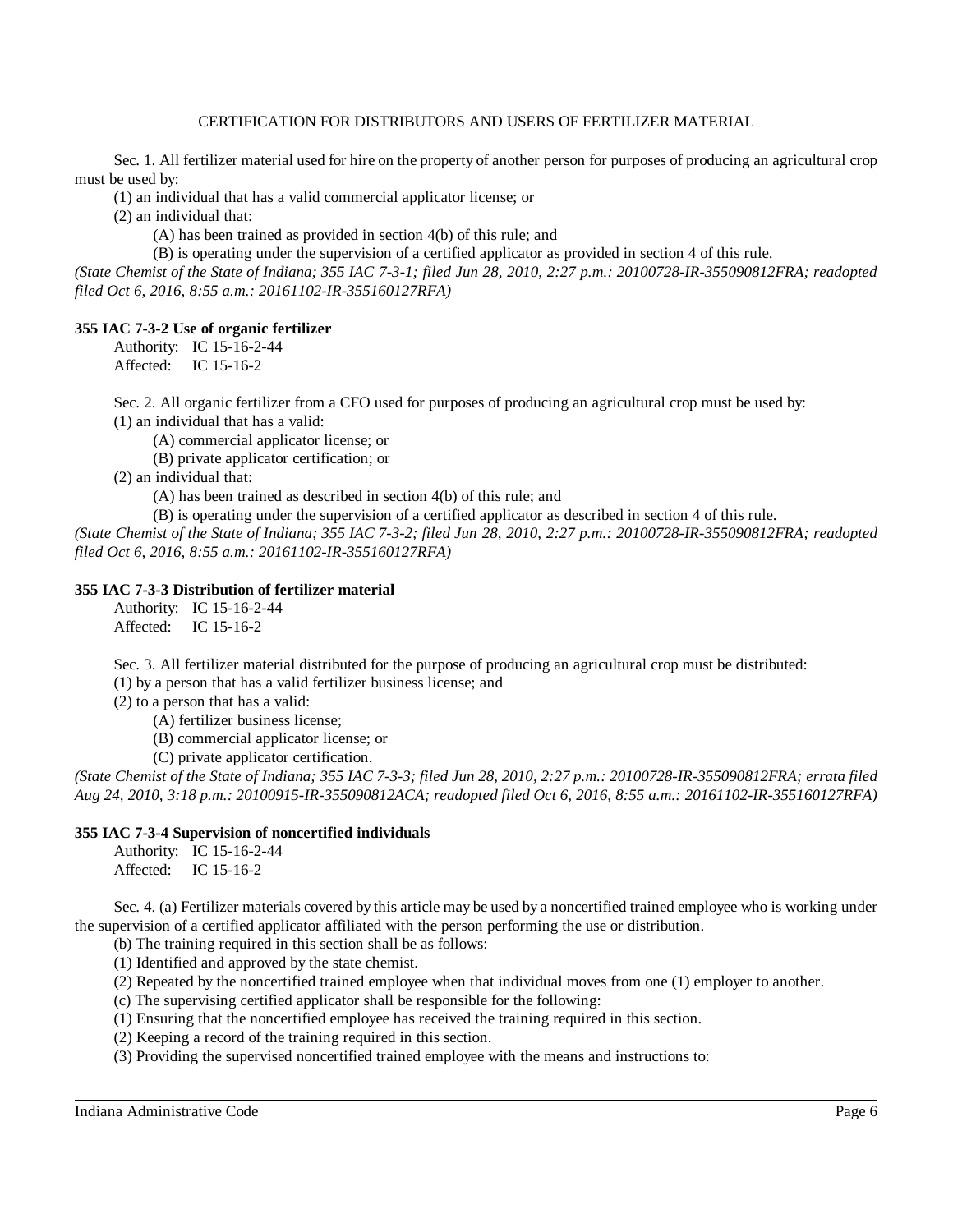## CERTIFICATION FOR DISTRIBUTORS AND USERS OF FERTILIZER MATERIAL

Sec. 1. All fertilizer material used for hire on the property of another person for purposes of producing an agricultural crop must be used by:

(1) an individual that has a valid commercial applicator license; or

(2) an individual that:

(A) has been trained as provided in section 4(b) of this rule; and

(B) is operating under the supervision of a certified applicator as provided in section 4 of this rule.

*(State Chemist of the State of Indiana; 355 IAC 7-3-1; filed Jun 28, 2010, 2:27 p.m.: 20100728-IR-355090812FRA; readopted filed Oct 6, 2016, 8:55 a.m.: 20161102-IR-355160127RFA)*

### 355 IAC 7-3-2 Use of organic fertilizer

Authority: IC 15-16-2-44
Affected: IC 15-16-2

Sec. 2. All organic fertilizer from a CFO used for purposes of producing an agricultural crop must be used by:

(1) an individual that has a valid:

(A) commercial applicator license; or

(B) private applicator certification; or

(2) an individual that:

(A) has been trained as described in section 4(b) of this rule; and

(B) is operating under the supervision of a certified applicator as described in section 4 of this rule.

*(State Chemist of the State of Indiana; 355 IAC 7-3-2; filed Jun 28, 2010, 2:27 p.m.: 20100728-IR-355090812FRA; readopted filed Oct 6, 2016, 8:55 a.m.: 20161102-IR-355160127RFA)*

### 355 IAC 7-3-3 Distribution of fertilizer material

Authority: IC 15-16-2-44
Affected: IC 15-16-2

Sec. 3. All fertilizer material distributed for the purpose of producing an agricultural crop must be distributed:

(1) by a person that has a valid fertilizer business license; and

(2) to a person that has a valid:

(A) fertilizer business license;

(B) commercial applicator license; or

(C) private applicator certification.

*(State Chemist of the State of Indiana; 355 IAC 7-3-3; filed Jun 28, 2010, 2:27 p.m.: 20100728-IR-355090812FRA; errata filed Aug 24, 2010, 3:18 p.m.: 20100915-IR-355090812ACA; readopted filed Oct 6, 2016, 8:55 a.m.: 20161102-IR-355160127RFA)*

### 355 IAC 7-3-4 Supervision of noncertified individuals

Authority: IC 15-16-2-44
Affected: IC 15-16-2

Sec. 4. (a) Fertilizer materials covered by this article may be used by a noncertified trained employee who is working under the supervision of a certified applicator affiliated with the person performing the use or distribution.

(b) The training required in this section shall be as follows:

(1) Identified and approved by the state chemist.

(2) Repeated by the noncertified trained employee when that individual moves from one (1) employer to another.

(c) The supervising certified applicator shall be responsible for the following:

(1) Ensuring that the noncertified employee has received the training required in this section.

(2) Keeping a record of the training required in this section.

(3) Providing the supervised noncertified trained employee with the means and instructions to: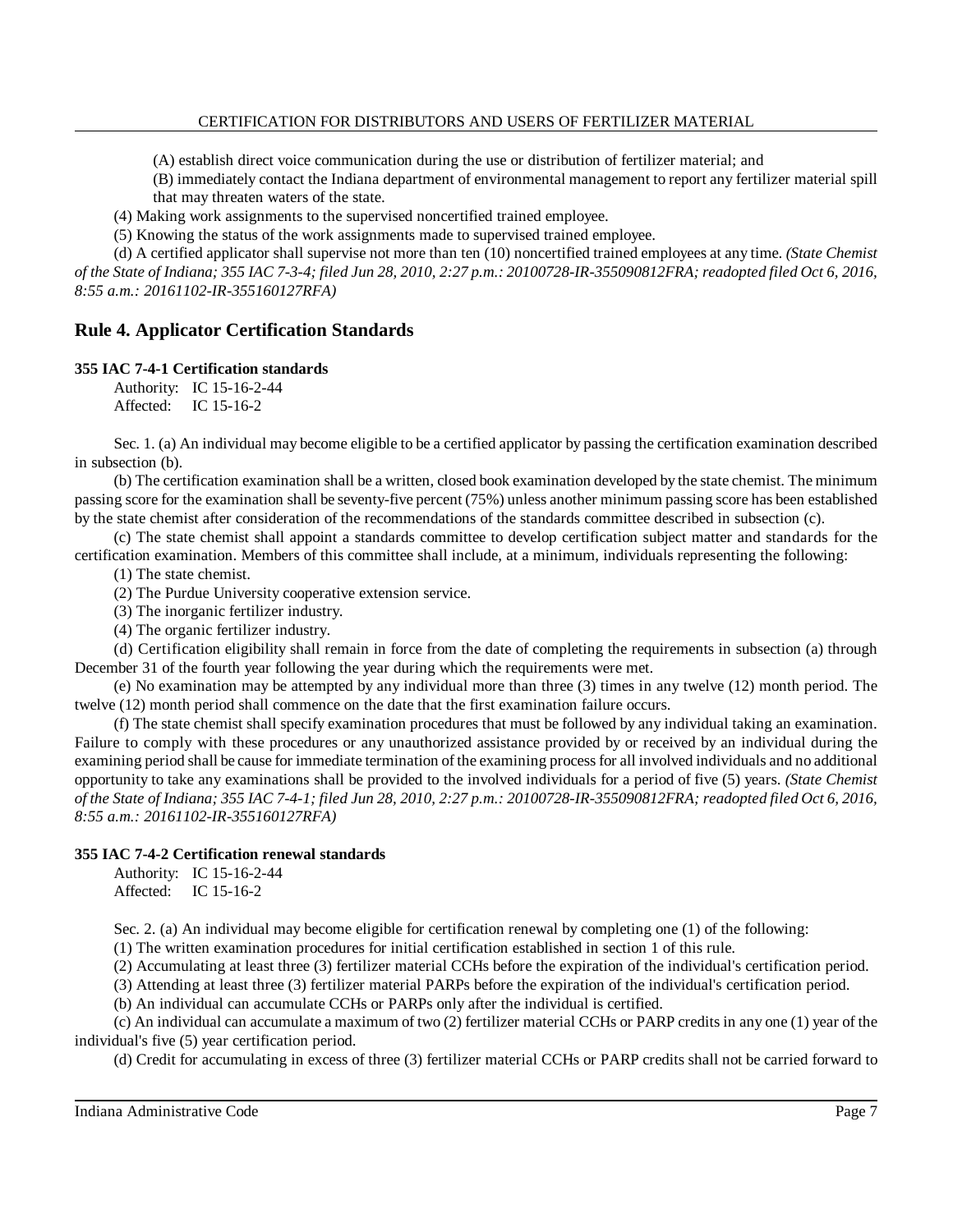(A) establish direct voice communication during the use or distribution of fertilizer material; and

(B) immediately contact the Indiana department of environmental management to report any fertilizer material spill that may threaten waters of the state.

(4) Making work assignments to the supervised noncertified trained employee.

(5) Knowing the status of the work assignments made to supervised trained employee.

(d) A certified applicator shall supervise not more than ten (10) noncertified trained employees at any time. *(State Chemist of the State of Indiana; 355 IAC 7-3-4; filed Jun 28, 2010, 2:27 p.m.: 20100728-IR-355090812FRA; readopted filed Oct 6, 2016, 8:55 a.m.: 20161102-IR-355160127RFA)*

## Rule 4. Applicator Certification Standards

**355 IAC 7-4-1 Certification standards**

Authority: IC 15-16-2-44
Affected: IC 15-16-2

Sec. 1. (a) An individual may become eligible to be a certified applicator by passing the certification examination described in subsection (b).

(b) The certification examination shall be a written, closed book examination developed by the state chemist. The minimum passing score for the examination shall be seventy-five percent (75%) unless another minimum passing score has been established by the state chemist after consideration of the recommendations of the standards committee described in subsection (c).

(c) The state chemist shall appoint a standards committee to develop certification subject matter and standards for the certification examination. Members of this committee shall include, at a minimum, individuals representing the following:

(1) The state chemist.

(2) The Purdue University cooperative extension service.

(3) The inorganic fertilizer industry.

(4) The organic fertilizer industry.

(d) Certification eligibility shall remain in force from the date of completing the requirements in subsection (a) through December 31 of the fourth year following the year during which the requirements were met.

(e) No examination may be attempted by any individual more than three (3) times in any twelve (12) month period. The twelve (12) month period shall commence on the date that the first examination failure occurs.

(f) The state chemist shall specify examination procedures that must be followed by any individual taking an examination. Failure to comply with these procedures or any unauthorized assistance provided by or received by an individual during the examining period shall be cause for immediate termination of the examining process for all involved individuals and no additional opportunity to take any examinations shall be provided to the involved individuals for a period of five (5) years. *(State Chemist of the State of Indiana; 355 IAC 7-4-1; filed Jun 28, 2010, 2:27 p.m.: 20100728-IR-355090812FRA; readopted filed Oct 6, 2016, 8:55 a.m.: 20161102-IR-355160127RFA)*

**355 IAC 7-4-2 Certification renewal standards**

Authority: IC 15-16-2-44
Affected: IC 15-16-2

Sec. 2. (a) An individual may become eligible for certification renewal by completing one (1) of the following:

(1) The written examination procedures for initial certification established in section 1 of this rule.

(2) Accumulating at least three (3) fertilizer material CCHs before the expiration of the individual's certification period.

(3) Attending at least three (3) fertilizer material PARPs before the expiration of the individual's certification period.

(b) An individual can accumulate CCHs or PARPs only after the individual is certified.

(c) An individual can accumulate a maximum of two (2) fertilizer material CCHs or PARP credits in any one (1) year of the individual's five (5) year certification period.

(d) Credit for accumulating in excess of three (3) fertilizer material CCHs or PARP credits shall not be carried forward to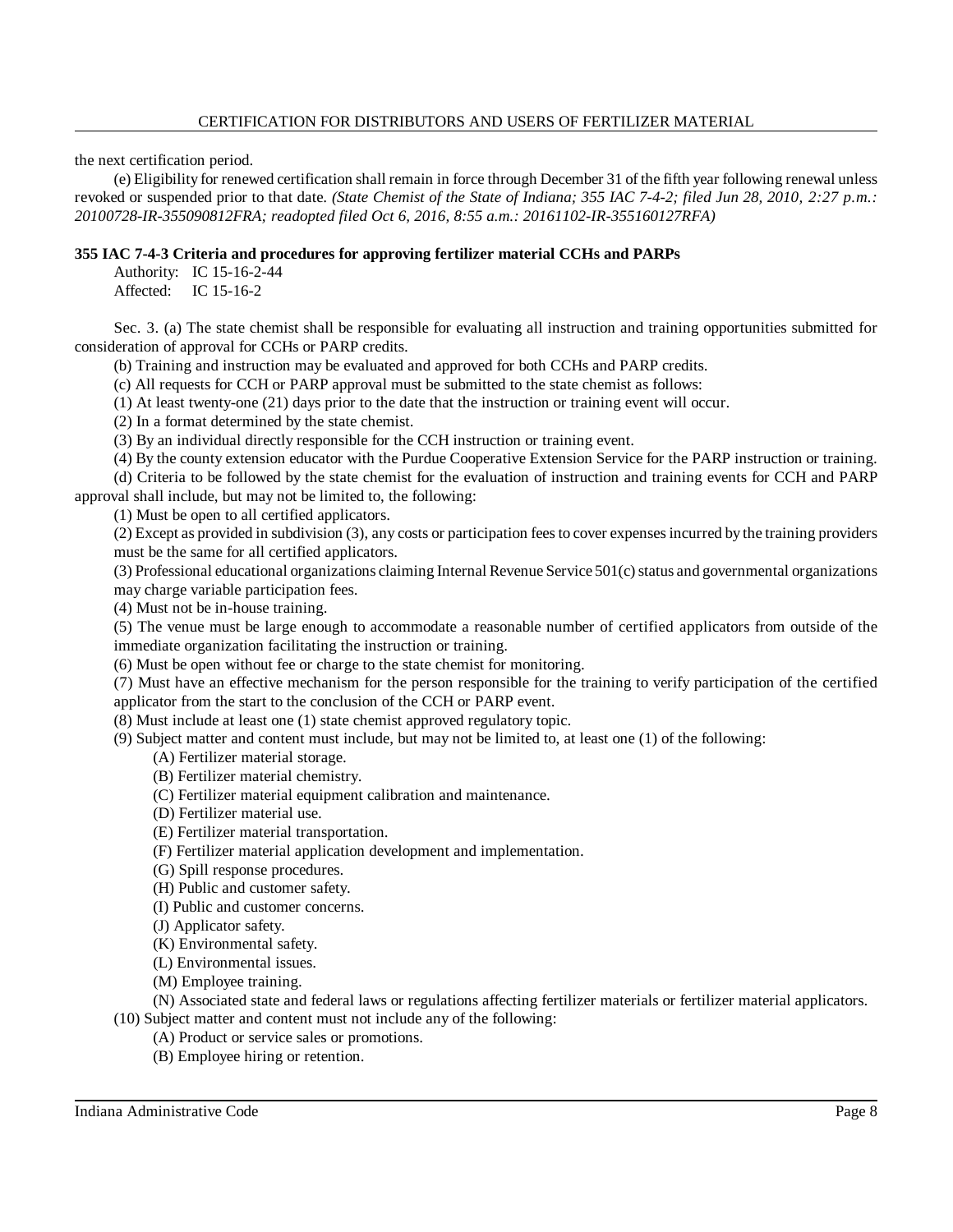the next certification period.

(e) Eligibility for renewed certification shall remain in force through December 31 of the fifth year following renewal unless revoked or suspended prior to that date. *(State Chemist of the State of Indiana; 355 IAC 7-4-2; filed Jun 28, 2010, 2:27 p.m.: 20100728-IR-355090812FRA; readopted filed Oct 6, 2016, 8:55 a.m.: 20161102-IR-355160127RFA)*

**355 IAC 7-4-3 Criteria and procedures for approving fertilizer material CCHs and PARPs**

Authority: IC 15-16-2-44
Affected: IC 15-16-2

Sec. 3. (a) The state chemist shall be responsible for evaluating all instruction and training opportunities submitted for consideration of approval for CCHs or PARP credits.

(b) Training and instruction may be evaluated and approved for both CCHs and PARP credits.

(c) All requests for CCH or PARP approval must be submitted to the state chemist as follows:

(1) At least twenty-one (21) days prior to the date that the instruction or training event will occur.

(2) In a format determined by the state chemist.

(3) By an individual directly responsible for the CCH instruction or training event.

(4) By the county extension educator with the Purdue Cooperative Extension Service for the PARP instruction or training.

(d) Criteria to be followed by the state chemist for the evaluation of instruction and training events for CCH and PARP approval shall include, but may not be limited to, the following:

(1) Must be open to all certified applicators.

(2) Except as provided in subdivision (3), any costs or participation fees to cover expenses incurred by the training providers must be the same for all certified applicators.

(3) Professional educational organizations claiming Internal Revenue Service 501(c) status and governmental organizations may charge variable participation fees.

(4) Must not be in-house training.

(5) The venue must be large enough to accommodate a reasonable number of certified applicators from outside of the immediate organization facilitating the instruction or training.

(6) Must be open without fee or charge to the state chemist for monitoring.

(7) Must have an effective mechanism for the person responsible for the training to verify participation of the certified applicator from the start to the conclusion of the CCH or PARP event.

(8) Must include at least one (1) state chemist approved regulatory topic.

(9) Subject matter and content must include, but may not be limited to, at least one (1) of the following:

(A) Fertilizer material storage.

(B) Fertilizer material chemistry.

(C) Fertilizer material equipment calibration and maintenance.

(D) Fertilizer material use.

(E) Fertilizer material transportation.

(F) Fertilizer material application development and implementation.

(G) Spill response procedures.

(H) Public and customer safety.

(I) Public and customer concerns.

(J) Applicator safety.

(K) Environmental safety.

(L) Environmental issues.

(M) Employee training.

(N) Associated state and federal laws or regulations affecting fertilizer materials or fertilizer material applicators.

(10) Subject matter and content must not include any of the following:

(A) Product or service sales or promotions.

(B) Employee hiring or retention.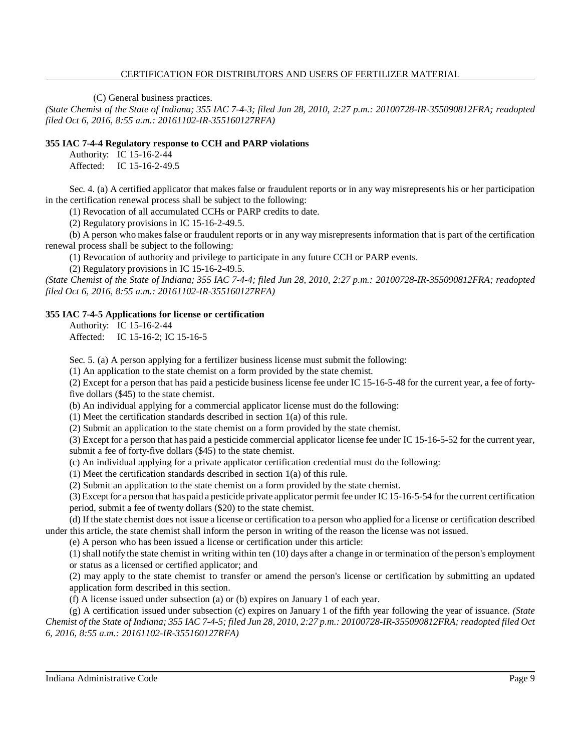(C) General business practices.

*(State Chemist of the State of Indiana; 355 IAC 7-4-3; filed Jun 28, 2010, 2:27 p.m.: 20100728-IR-355090812FRA; readopted filed Oct 6, 2016, 8:55 a.m.: 20161102-IR-355160127RFA)*

**355 IAC 7-4-4 Regulatory response to CCH and PARP violations**

Authority: IC 15-16-2-44
Affected: IC 15-16-2-49.5

Sec. 4. (a) A certified applicator that makes false or fraudulent reports or in any way misrepresents his or her participation in the certification renewal process shall be subject to the following:

(1) Revocation of all accumulated CCHs or PARP credits to date.

(2) Regulatory provisions in IC 15-16-2-49.5.

(b) A person who makes false or fraudulent reports or in any way misrepresents information that is part of the certification renewal process shall be subject to the following:

(1) Revocation of authority and privilege to participate in any future CCH or PARP events.

(2) Regulatory provisions in IC 15-16-2-49.5.

*(State Chemist of the State of Indiana; 355 IAC 7-4-4; filed Jun 28, 2010, 2:27 p.m.: 20100728-IR-355090812FRA; readopted filed Oct 6, 2016, 8:55 a.m.: 20161102-IR-355160127RFA)*

**355 IAC 7-4-5 Applications for license or certification**

Authority: IC 15-16-2-44
Affected: IC 15-16-2; IC 15-16-5

Sec. 5. (a) A person applying for a fertilizer business license must submit the following:

(1) An application to the state chemist on a form provided by the state chemist.

(2) Except for a person that has paid a pesticide business license fee under IC 15-16-5-48 for the current year, a fee of forty-five dollars ($45) to the state chemist.

(b) An individual applying for a commercial applicator license must do the following:

(1) Meet the certification standards described in section 1(a) of this rule.

(2) Submit an application to the state chemist on a form provided by the state chemist.

(3) Except for a person that has paid a pesticide commercial applicator license fee under IC 15-16-5-52 for the current year, submit a fee of forty-five dollars ($45) to the state chemist.

(c) An individual applying for a private applicator certification credential must do the following:

(1) Meet the certification standards described in section 1(a) of this rule.

(2) Submit an application to the state chemist on a form provided by the state chemist.

(3) Except for a person that has paid a pesticide private applicator permit fee under IC 15-16-5-54 for the current certification period, submit a fee of twenty dollars ($20) to the state chemist.

(d) If the state chemist does not issue a license or certification to a person who applied for a license or certification described under this article, the state chemist shall inform the person in writing of the reason the license was not issued.

(e) A person who has been issued a license or certification under this article:

(1) shall notify the state chemist in writing within ten (10) days after a change in or termination of the person's employment or status as a licensed or certified applicator; and

(2) may apply to the state chemist to transfer or amend the person's license or certification by submitting an updated application form described in this section.

(f) A license issued under subsection (a) or (b) expires on January 1 of each year.

(g) A certification issued under subsection (c) expires on January 1 of the fifth year following the year of issuance. *(State Chemist of the State of Indiana; 355 IAC 7-4-5; filed Jun 28, 2010, 2:27 p.m.: 20100728-IR-355090812FRA; readopted filed Oct 6, 2016, 8:55 a.m.: 20161102-IR-355160127RFA)*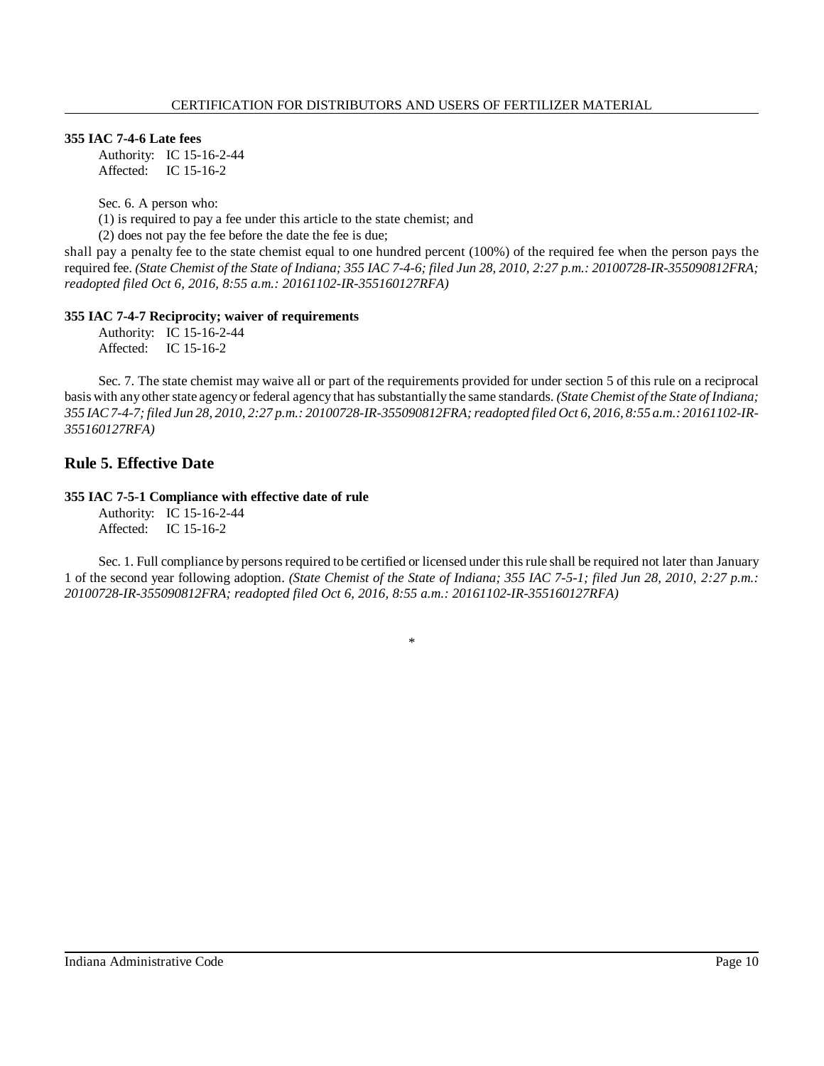**355 IAC 7-4-6 Late fees**

Authority: IC 15-16-2-44
Affected: IC 15-16-2

Sec. 6. A person who:

(1) is required to pay a fee under this article to the state chemist; and

(2) does not pay the fee before the date the fee is due;

shall pay a penalty fee to the state chemist equal to one hundred percent (100%) of the required fee when the person pays the required fee. *(State Chemist of the State of Indiana; 355 IAC 7-4-6; filed Jun 28, 2010, 2:27 p.m.: 20100728-IR-355090812FRA; readopted filed Oct 6, 2016, 8:55 a.m.: 20161102-IR-355160127RFA)*

**355 IAC 7-4-7 Reciprocity; waiver of requirements**

Authority: IC 15-16-2-44
Affected: IC 15-16-2

Sec. 7. The state chemist may waive all or part of the requirements provided for under section 5 of this rule on a reciprocal basis with any other state agency or federal agency that has substantially the same standards. *(State Chemist of the State of Indiana; 355 IAC 7-4-7; filed Jun 28, 2010, 2:27 p.m.: 20100728-IR-355090812FRA; readopted filed Oct 6, 2016, 8:55 a.m.: 20161102-IR-355160127RFA)*

## Rule 5. Effective Date

**355 IAC 7-5-1 Compliance with effective date of rule**

Authority: IC 15-16-2-44
Affected: IC 15-16-2

Sec. 1. Full compliance by persons required to be certified or licensed under this rule shall be required not later than January 1 of the second year following adoption. *(State Chemist of the State of Indiana; 355 IAC 7-5-1; filed Jun 28, 2010, 2:27 p.m.: 20100728-IR-355090812FRA; readopted filed Oct 6, 2016, 8:55 a.m.: 20161102-IR-355160127RFA)*

*